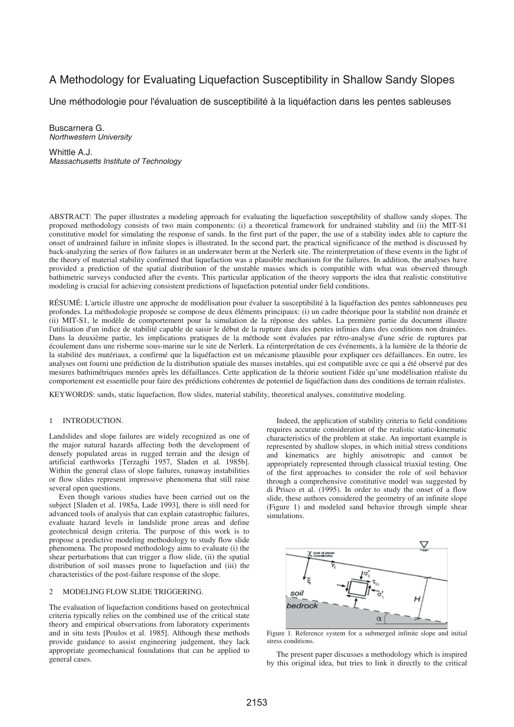# A Methodology for Evaluating Liquefaction Susceptibility in Shallow Sandy Slopes

## Une méthodologie pour l'évaluation de susceptibilité à la liquéfaction dans les pentes sableuses

Buscarnera G.
*Northwestern University*

Whittle A.J.
*Massachusetts Institute of Technology*

ABSTRACT: The paper illustrates a modeling approach for evaluating the liquefaction susceptibility of shallow sandy slopes. The proposed methodology consists of two main components: (i) a theoretical framework for undrained stability and (ii) the MIT-S1 constitutive model for simulating the response of sands. In the first part of the paper, the use of a stability index able to capture the onset of undrained failure in infinite slopes is illustrated. In the second part, the practical significance of the method is discussed by back-analyzing the series of flow failures in an underwater berm at the Nerlerk site. The reinterpretation of these events in the light of the theory of material stability confirmed that liquefaction was a plausible mechanism for the failures. In addition, the analyses have provided a prediction of the spatial distribution of the unstable masses which is compatible with what was observed through bathimetric surveys conducted after the events. This particular application of the theory supports the idea that realistic constitutive modeling is crucial for achieving consistent predictions of liquefaction potential under field conditions.

RÉSUMÉ: L'article illustre une approche de modélisation pour évaluer la susceptibilité à la liquéfaction des pentes sablonneuses peu profondes. La méthodologie proposée se compose de deux éléments principaux: (i) un cadre théorique pour la stabilité non drainée et (ii) MIT-S1, le modèle de comportement pour la simulation de la réponse des sables. La première partie du document illustre l'utilisation d'un indice de stabilité capable de saisir le début de la rupture dans des pentes infinies dans des conditions non drainées. Dans la deuxième partie, les implications pratiques de la méthode sont évaluées par rétro-analyse d'une série de ruptures par écoulement dans une risberme sous-marine sur le site de Nerlerk. La réinterprétation de ces événements, à la lumière de la théorie de la stabilité des matériaux, a confirmé que la liquéfaction est un mécanisme plausible pour expliquer ces défaillances. En outre, les analyses ont fourni une prédiction de la distribution spatiale des masses instables, qui est compatible avec ce qui a été observé par des mesures bathimétriques menées après les défaillances. Cette application de la théorie soutient l'idée qu'une modélisation réaliste du comportement est essentielle pour faire des prédictions cohérentes de potentiel de liquéfaction dans des conditions de terrain réalistes.

KEYWORDS: sands, static liquefaction, flow slides, material stability, theoretical analyses, constitutive modeling.

## 1 INTRODUCTION.

Landslides and slope failures are widely recognized as one of the major natural hazards affecting both the development of densely populated areas in rugged terrain and the design of artificial earthworks [Terzaghi 1957, Sladen et al. 1985b]. Within the general class of slope failures, runaway instabilities or flow slides represent impressive phenomena that still raise several open questions.

Even though various studies have been carried out on the subject [Sladen et al. 1985a, Lade 1993], there is still need for advanced tools of analysis that can explain catastrophic failures, evaluate hazard levels in landslide prone areas and define geotechnical design criteria. The purpose of this work is to propose a predictive modeling methodology to study flow slide phenomena. The proposed methodology aims to evaluate (i) the shear perturbations that can trigger a flow slide, (ii) the spatial distribution of soil masses prone to liquefaction and (iii) the characteristics of the post-failure response of the slope.

## 2 MODELING FLOW SLIDE TRIGGERING.

The evaluation of liquefaction conditions based on geotechnical criteria typically relies on the combined use of the critical state theory and empirical observations from laboratory experiments and in situ tests [Poulos et al. 1985]. Although these methods provide guidance to assist engineering judgement, they lack appropriate geomechanical foundations that can be applied to general cases.

Indeed, the application of stability criteria to field conditions requires accurate consideration of the realistic static-kinematic characteristics of the problem at stake. An important example is represented by shallow slopes, in which initial stress conditions and kinematics are highly anisotropic and cannot be appropriately represented through classical triaxial testing. One of the first approaches to consider the role of soil behavior through a comprehensive constitutive model was suggested by di Prisco et al. (1995). In order to study the onset of a flow slide, these authors considered the geometry of an infinite slope (Figure 1) and modeled sand behavior through simple shear simulations.

Figure 1. Reference system for a submerged infinite slope and initial stress conditions.

The present paper discusses a methodology which is inspired by this original idea, but tries to link it directly to the critical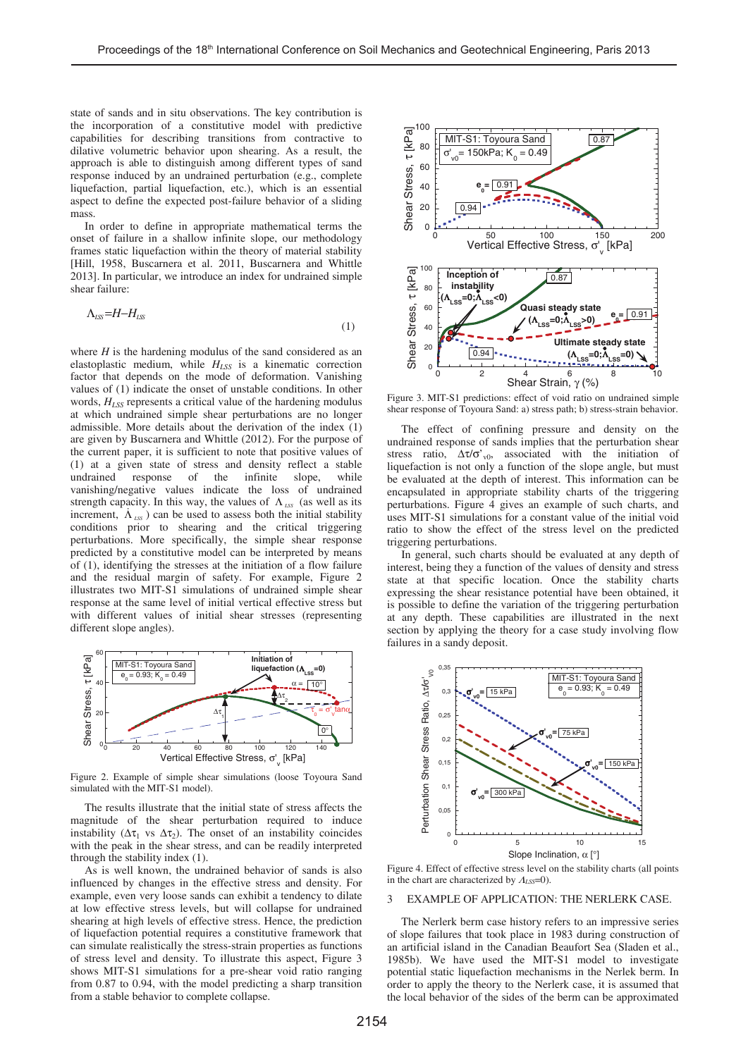state of sands and in situ observations. The key contribution is the incorporation of a constitutive model with predictive capabilities for describing transitions from contractive to dilative volumetric behavior upon shearing. As a result, the approach is able to distinguish among different types of sand response induced by an undrained perturbation (e.g., complete liquefaction, partial liquefaction, etc.), which is an essential aspect to define the expected post-failure behavior of a sliding mass.

In order to define in appropriate mathematical terms the onset of failure in a shallow infinite slope, our methodology frames static liquefaction within the theory of material stability [Hill, 1958, Buscarnera et al. 2011, Buscarnera and Whittle 2013]. In particular, we introduce an index for undrained simple shear failure:

$$\Lambda_{LSS} = H - H_{LSS} \tag{1}$$

where $H$ is the hardening modulus of the sand considered as an elastoplastic medium, while $H_{LSS}$ is a kinematic correction factor that depends on the mode of deformation. Vanishing values of (1) indicate the onset of unstable conditions. In other words, $H_{LSS}$ represents a critical value of the hardening modulus at which undrained simple shear perturbations are no longer admissible. More details about the derivation of the index (1) are given by Buscarnera and Whittle (2012). For the purpose of the current paper, it is sufficient to note that positive values of (1) at a given state of stress and density reflect a stable undrained response of the infinite slope, while vanishing/negative values indicate the loss of undrained strength capacity. In this way, the values of $\Lambda_{LSS}$ (as well as its increment, $\dot{\Lambda}_{LSS}$) can be used to assess both the initial stability conditions prior to shearing and the critical triggering perturbations. More specifically, the simple shear response predicted by a constitutive model can be interpreted by means of (1), identifying the stresses at the initiation of a flow failure and the residual margin of safety. For example, Figure 2 illustrates two MIT-S1 simulations of undrained simple shear response at the same level of initial vertical effective stress but with different values of initial shear stresses (representing different slope angles).

Figure 2. Example of simple shear simulations (loose Toyoura Sand simulated with the MIT-S1 model).

The results illustrate that the initial state of stress affects the magnitude of the shear perturbation required to induce instability ($\Delta\tau_1$ vs $\Delta\tau_2$). The onset of an instability coincides with the peak in the shear stress, and can be readily interpreted through the stability index (1).

As is well known, the undrained behavior of sands is also influenced by changes in the effective stress and density. For example, even very loose sands can exhibit a tendency to dilate at low effective stress levels, but will collapse for undrained shearing at high levels of effective stress. Hence, the prediction of liquefaction potential requires a constitutive framework that can simulate realistically the stress-strain properties as functions of stress level and density. To illustrate this aspect, Figure 3 shows MIT-S1 simulations for a pre-shear void ratio ranging from 0.87 to 0.94, with the model predicting a sharp transition from a stable behavior to complete collapse.

Figure 3. MIT-S1 predictions: effect of void ratio on undrained simple shear response of Toyoura Sand: a) stress path; b) stress-strain behavior.

The effect of confining pressure and density on the undrained response of sands implies that the perturbation shear stress ratio, $\Delta\tau/\sigma'_{v0}$, associated with the initiation of liquefaction is not only a function of the slope angle, but must be evaluated at the depth of interest. This information can be encapsulated in appropriate stability charts of the triggering perturbations. Figure 4 gives an example of such charts, and uses MIT-S1 simulations for a constant value of the initial void ratio to show the effect of the stress level on the predicted triggering perturbations.

In general, such charts should be evaluated at any depth of interest, being they a function of the values of density and stress state at that specific location. Once the stability charts expressing the shear resistance potential have been obtained, it is possible to define the variation of the triggering perturbation at any depth. These capabilities are illustrated in the next section by applying the theory for a case study involving flow failures in a sandy deposit.

Figure 4. Effect of effective stress level on the stability charts (all points in the chart are characterized by $\Lambda_{LSS}=0$).

## 3 EXAMPLE OF APPLICATION: THE NERLERK CASE.

The Nerlerk berm case history refers to an impressive series of slope failures that took place in 1983 during construction of an artificial island in the Canadian Beaufort Sea (Sladen et al., 1985b). We have used the MIT-S1 model to investigate potential static liquefaction mechanisms in the Nerlek berm. In order to apply the theory to the Nerlerk case, it is assumed that the local behavior of the sides of the berm can be approximated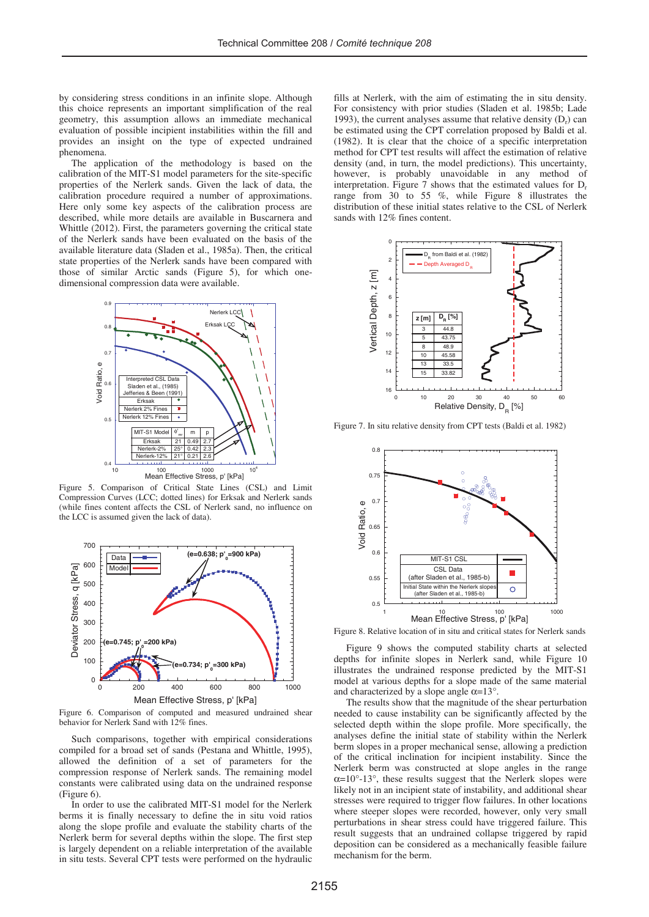by considering stress conditions in an infinite slope. Although this choice represents an important simplification of the real geometry, this assumption allows an immediate mechanical evaluation of possible incipient instabilities within the fill and provides an insight on the type of expected undrained phenomena.

The application of the methodology is based on the calibration of the MIT-S1 model parameters for the site-specific properties of the Nerlerk sands. Given the lack of data, the calibration procedure required a number of approximations. Here only some key aspects of the calibration process are described, while more details are available in Buscarnera and Whittle (2012). First, the parameters governing the critical state of the Nerlerk sands have been evaluated on the basis of the available literature data (Sladen et al., 1985a). Then, the critical state properties of the Nerlerk sands have been compared with those of similar Arctic sands (Figure 5), for which one-dimensional compression data were available.

Figure 5. Comparison of Critical State Lines (CSL) and Limit Compression Curves (LCC; dotted lines) for Erksak and Nerlerk sands (while fines content affects the CSL of Nerlerk sand, no influence on the LCC is assumed given the lack of data).

Figure 6. Comparison of computed and measured undrained shear behavior for Nerlerk Sand with 12% fines.

Such comparisons, together with empirical considerations compiled for a broad set of sands (Pestana and Whittle, 1995), allowed the definition of a set of parameters for the compression response of Nerlerk sands. The remaining model constants were calibrated using data on the undrained response (Figure 6).

In order to use the calibrated MIT-S1 model for the Nerlerk berms it is finally necessary to define the in situ void ratios along the slope profile and evaluate the stability charts of the Nerlerk berm for several depths within the slope. The first step is largely dependent on a reliable interpretation of the available in situ tests. Several CPT tests were performed on the hydraulic fills at Nerlerk, with the aim of estimating the in situ density. For consistency with prior studies (Sladen et al. 1985b; Lade 1993), the current analyses assume that relative density ($D_r$) can be estimated using the CPT correlation proposed by Baldi et al. (1982). It is clear that the choice of a specific interpretation method for CPT test results will affect the estimation of relative density (and, in turn, the model predictions). This uncertainty, however, is probably unavoidable in any method of interpretation. Figure 7 shows that the estimated values for $D_r$ range from 30 to 55 %, while Figure 8 illustrates the distribution of these initial states relative to the CSL of Nerlerk sands with 12% fines content.

Figure 7. In situ relative density from CPT tests (Baldi et al. 1982)

Figure 8. Relative location of in situ and critical states for Nerlerk sands

Figure 9 shows the computed stability charts at selected depths for infinite slopes in Nerlerk sand, while Figure 10 illustrates the undrained response predicted by the MIT-S1 model at various depths for a slope made of the same material and characterized by a slope angle $\alpha$=13°.

The results show that the magnitude of the shear perturbation needed to cause instability can be significantly affected by the selected depth within the slope profile. More specifically, the analyses define the initial state of stability within the Nerlerk berm slopes in a proper mechanical sense, allowing a prediction of the critical inclination for incipient instability. Since the Nerlerk berm was constructed at slope angles in the range $\alpha$=10°-13°, these results suggest that the Nerlerk slopes were likely not in an incipient state of instability, and additional shear stresses were required to trigger flow failures. In other locations where steeper slopes were recorded, however, only very small perturbations in shear stress could have triggered failure. This result suggests that an undrained collapse triggered by rapid deposition can be considered as a mechanically feasible failure mechanism for the berm.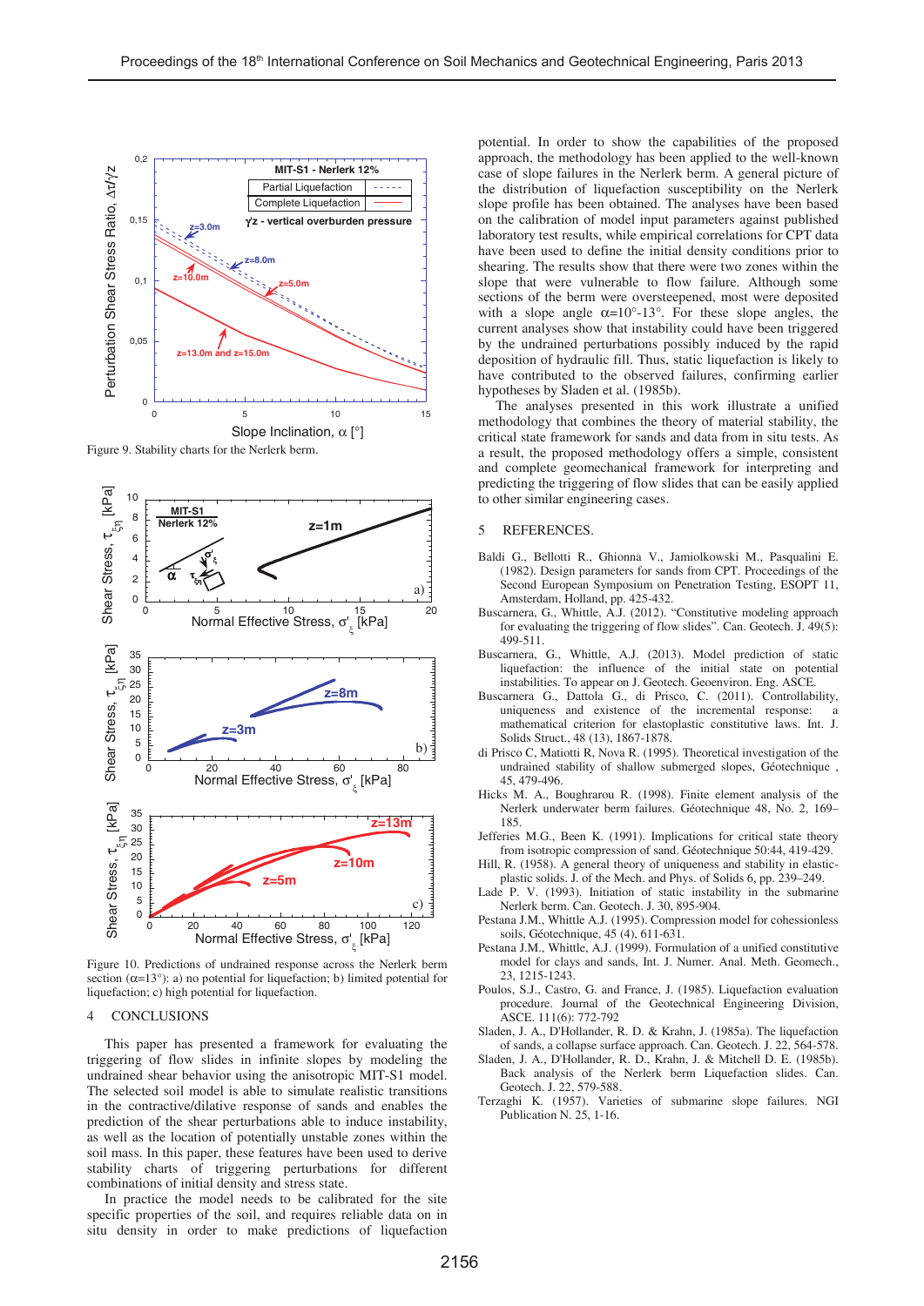MIT-S1 - Nerlerk 12%

Partial Liquefaction

Complete Liquefaction

γz - vertical overburden pressure

Perturbation Shear Stress Ratio, Δτ/γz

0,2

0,15

0,1

0,05

0

z=3.0m

z=8.0m

z=10.0m

z=5.0m

z=13.0m and z=15.0m

0 5 10 15

Slope Inclination, α [°]

Figure 9. Stability charts for the Nerlerk berm.

MIT-S1

Nerlerk 12%

z=1m

Shear Stress, $\tau_{\xi\eta}$ [kPa]

Normal Effective Stress, $\sigma'_{\xi}$ [kPa]

a)

z=8m

z=3m

b)

z=13m

z=10m

z=5m

c)

Figure 10. Predictions of undrained response across the Nerlerk berm section (α=13°): a) no potential for liquefaction; b) limited potential for liquefaction; c) high potential for liquefaction.

## 4 CONCLUSIONS

This paper has presented a framework for evaluating the triggering of flow slides in infinite slopes by modeling the undrained shear behavior using the anisotropic MIT-S1 model. The selected soil model is able to simulate realistic transitions in the contractive/dilative response of sands and enables the prediction of the shear perturbations able to induce instability, as well as the location of potentially unstable zones within the soil mass. In this paper, these features have been used to derive stability charts of triggering perturbations for different combinations of initial density and stress state.

In practice the model needs to be calibrated for the site specific properties of the soil, and requires reliable data on in situ density in order to make predictions of liquefaction potential. In order to show the capabilities of the proposed approach, the methodology has been applied to the well-known case of slope failures in the Nerlerk berm. A general picture of the distribution of liquefaction susceptibility on the Nerlerk slope profile has been obtained. The analyses have been based on the calibration of model input parameters against published laboratory test results, while empirical correlations for CPT data have been used to define the initial density conditions prior to shearing. The results show that there were two zones within the slope that were vulnerable to flow failure. Although some sections of the berm were oversteepened, most were deposited with a slope angle α=10°-13°. For these slope angles, the current analyses show that instability could have been triggered by the undrained perturbations possibly induced by the rapid deposition of hydraulic fill. Thus, static liquefaction is likely to have contributed to the observed failures, confirming earlier hypotheses by Sladen et al. (1985b).

The analyses presented in this work illustrate a unified methodology that combines the theory of material stability, the critical state framework for sands and data from in situ tests. As a result, the proposed methodology offers a simple, consistent and complete geomechanical framework for interpreting and predicting the triggering of flow slides that can be easily applied to other similar engineering cases.

## 5 REFERENCES.

Baldi G., Bellotti R., Ghionna V., Jamiolkowski M., Pasqualini E. (1982). Design parameters for sands from CPT. Proceedings of the Second European Symposium on Penetration Testing, ESOPT 11, Amsterdam, Holland, pp. 425-432.

Buscarnera, G., Whittle, A.J. (2012). "Constitutive modeling approach for evaluating the triggering of flow slides". Can. Geotech. J. 49(5): 499-511.

Buscarnera, G., Whittle, A.J. (2013). Model prediction of static liquefaction: the influence of the initial state on potential instabilities. To appear on J. Geotech. Geoenviron. Eng. ASCE.

Buscarnera G., Dattola G., di Prisco, C. (2011). Controllability, uniqueness and existence of the incremental response: a mathematical criterion for elastoplastic constitutive laws. Int. J. Solids Struct., 48 (13), 1867-1878.

di Prisco C, Matiotti R, Nova R. (1995). Theoretical investigation of the undrained stability of shallow submerged slopes, Géotechnique , 45, 479-496.

Hicks M. A., Boughrarou R. (1998). Finite element analysis of the Nerlerk underwater berm failures. Géotechnique 48, No. 2, 169–185.

Jefferies M.G., Been K. (1991). Implications for critical state theory from isotropic compression of sand. Géotechnique 50:44, 419-429.

Hill, R. (1958). A general theory of uniqueness and stability in elastic-plastic solids. J. of the Mech. and Phys. of Solids 6, pp. 239–249.

Lade P. V. (1993). Initiation of static instability in the submarine Nerlerk berm. Can. Geotech. J. 30, 895-904.

Pestana J.M., Whittle A.J. (1995). Compression model for cohessionless soils, Géotechnique, 45 (4), 611-631.

Pestana J.M., Whittle, A.J. (1999). Formulation of a unified constitutive model for clays and sands, Int. J. Numer. Anal. Meth. Geomech., 23, 1215-1243.

Poulos, S.J., Castro, G. and France, J. (1985). Liquefaction evaluation procedure. Journal of the Geotechnical Engineering Division, ASCE. 111(6): 772-792

Sladen, J. A., D'Hollander, R. D. & Krahn, J. (1985a). The liquefaction of sands, a collapse surface approach. Can. Geotech. J. 22, 564-578.

Sladen, J. A., D'Hollander, R. D., Krahn, J. & Mitchell D. E. (1985b). Back analysis of the Nerlerk berm Liquefaction slides. Can. Geotech. J. 22, 579-588.

Terzaghi K. (1957). Varieties of submarine slope failures. NGI Publication N. 25, 1-16.